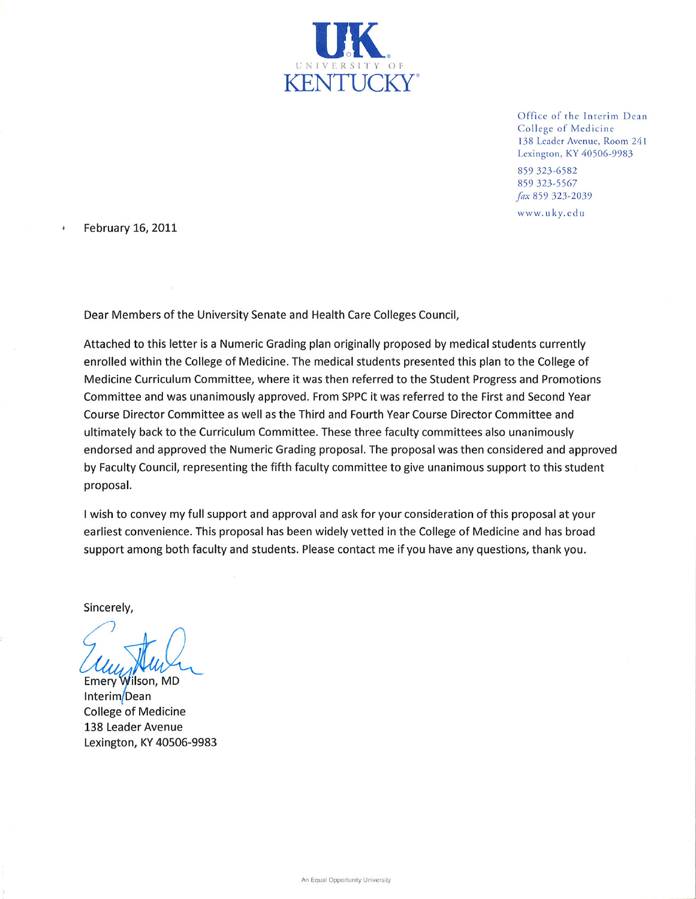UK
UNIVERSITY OF
KENTUCKY

Office of the Interim Dean
College of Medicine
138 Leader Avenue, Room 241
Lexington, KY 40506-9983

859 323-6582
859 323-5567
*fax* 859 323-2039

www.uky.edu

February 16, 2011

Dear Members of the University Senate and Health Care Colleges Council,

Attached to this letter is a Numeric Grading plan originally proposed by medical students currently enrolled within the College of Medicine. The medical students presented this plan to the College of Medicine Curriculum Committee, where it was then referred to the Student Progress and Promotions Committee and was unanimously approved. From SPPC it was referred to the First and Second Year Course Director Committee as well as the Third and Fourth Year Course Director Committee and ultimately back to the Curriculum Committee. These three faculty committees also unanimously endorsed and approved the Numeric Grading proposal. The proposal was then considered and approved by Faculty Council, representing the fifth faculty committee to give unanimous support to this student proposal.

I wish to convey my full support and approval and ask for your consideration of this proposal at your earliest convenience. This proposal has been widely vetted in the College of Medicine and has broad support among both faculty and students. Please contact me if you have any questions, thank you.

Sincerely,

Emery Wilson, MD
Interim Dean
College of Medicine
138 Leader Avenue
Lexington, KY 40506-9983

An Equal Opportunity University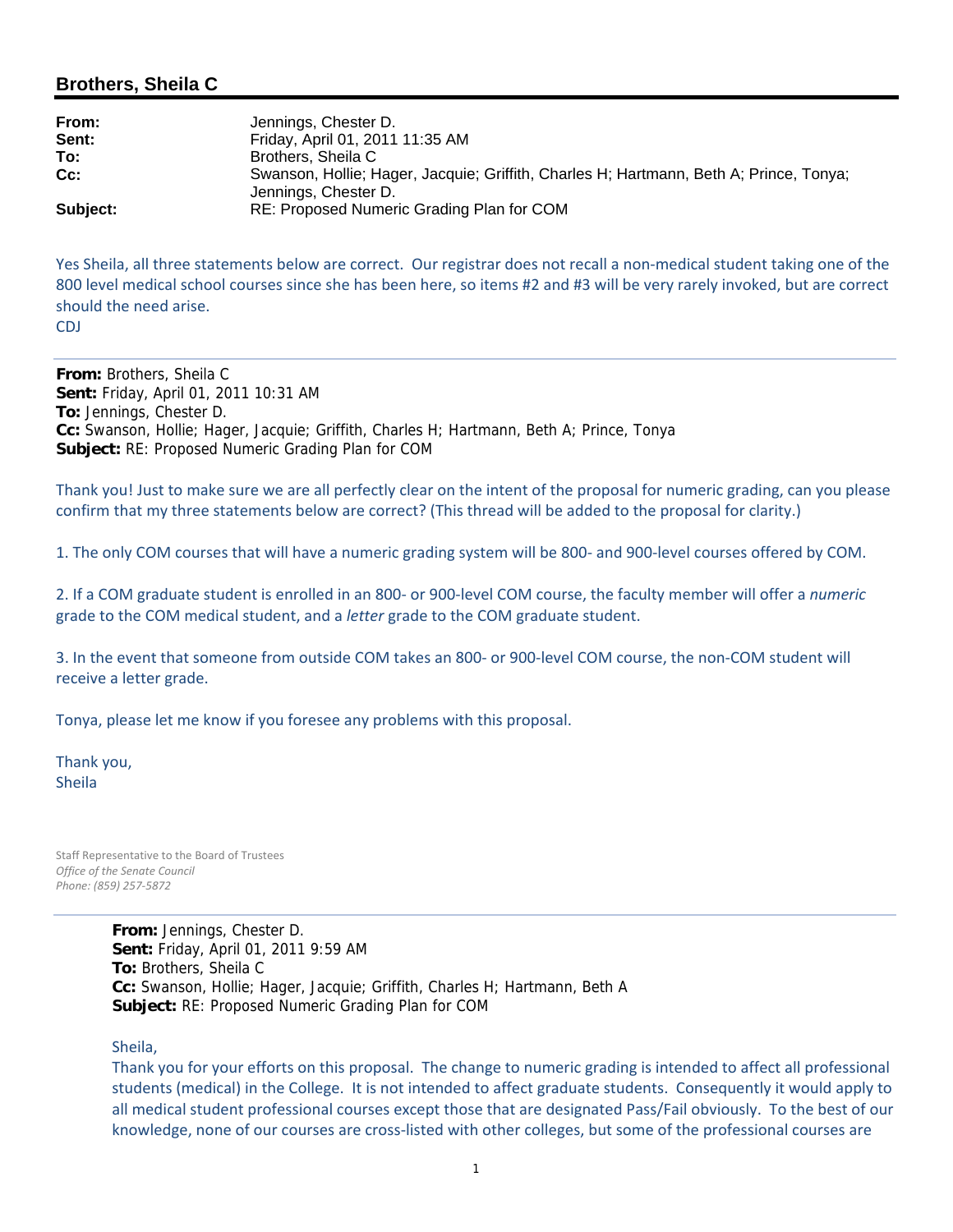## Brothers, Sheila C

**From:** Jennings, Chester D.
**Sent:** Friday, April 01, 2011 11:35 AM
**To:** Brothers, Sheila C
**Cc:** Swanson, Hollie; Hager, Jacquie; Griffith, Charles H; Hartmann, Beth A; Prince, Tonya; Jennings, Chester D.
**Subject:** RE: Proposed Numeric Grading Plan for COM

Yes Sheila, all three statements below are correct. Our registrar does not recall a non-medical student taking one of the 800 level medical school courses since she has been here, so items #2 and #3 will be very rarely invoked, but are correct should the need arise.
CDJ

---

**From:** Brothers, Sheila C
**Sent:** Friday, April 01, 2011 10:31 AM
**To:** Jennings, Chester D.
**Cc:** Swanson, Hollie; Hager, Jacquie; Griffith, Charles H; Hartmann, Beth A; Prince, Tonya
**Subject:** RE: Proposed Numeric Grading Plan for COM

Thank you! Just to make sure we are all perfectly clear on the intent of the proposal for numeric grading, can you please confirm that my three statements below are correct? (This thread will be added to the proposal for clarity.)

1. The only COM courses that will have a numeric grading system will be 800- and 900-level courses offered by COM.

2. If a COM graduate student is enrolled in an 800- or 900-level COM course, the faculty member will offer a *numeric* grade to the COM medical student, and a *letter* grade to the COM graduate student.

3. In the event that someone from outside COM takes an 800- or 900-level COM course, the non-COM student will receive a letter grade.

Tonya, please let me know if you foresee any problems with this proposal.

Thank you,
Sheila

Staff Representative to the Board of Trustees
*Office of the Senate Council*
*Phone: (859) 257-5872*

---

**From:** Jennings, Chester D.
**Sent:** Friday, April 01, 2011 9:59 AM
**To:** Brothers, Sheila C
**Cc:** Swanson, Hollie; Hager, Jacquie; Griffith, Charles H; Hartmann, Beth A
**Subject:** RE: Proposed Numeric Grading Plan for COM

Sheila,
Thank you for your efforts on this proposal. The change to numeric grading is intended to affect all professional students (medical) in the College. It is not intended to affect graduate students. Consequently it would apply to all medical student professional courses except those that are designated Pass/Fail obviously. To the best of our knowledge, none of our courses are cross-listed with other colleges, but some of the professional courses are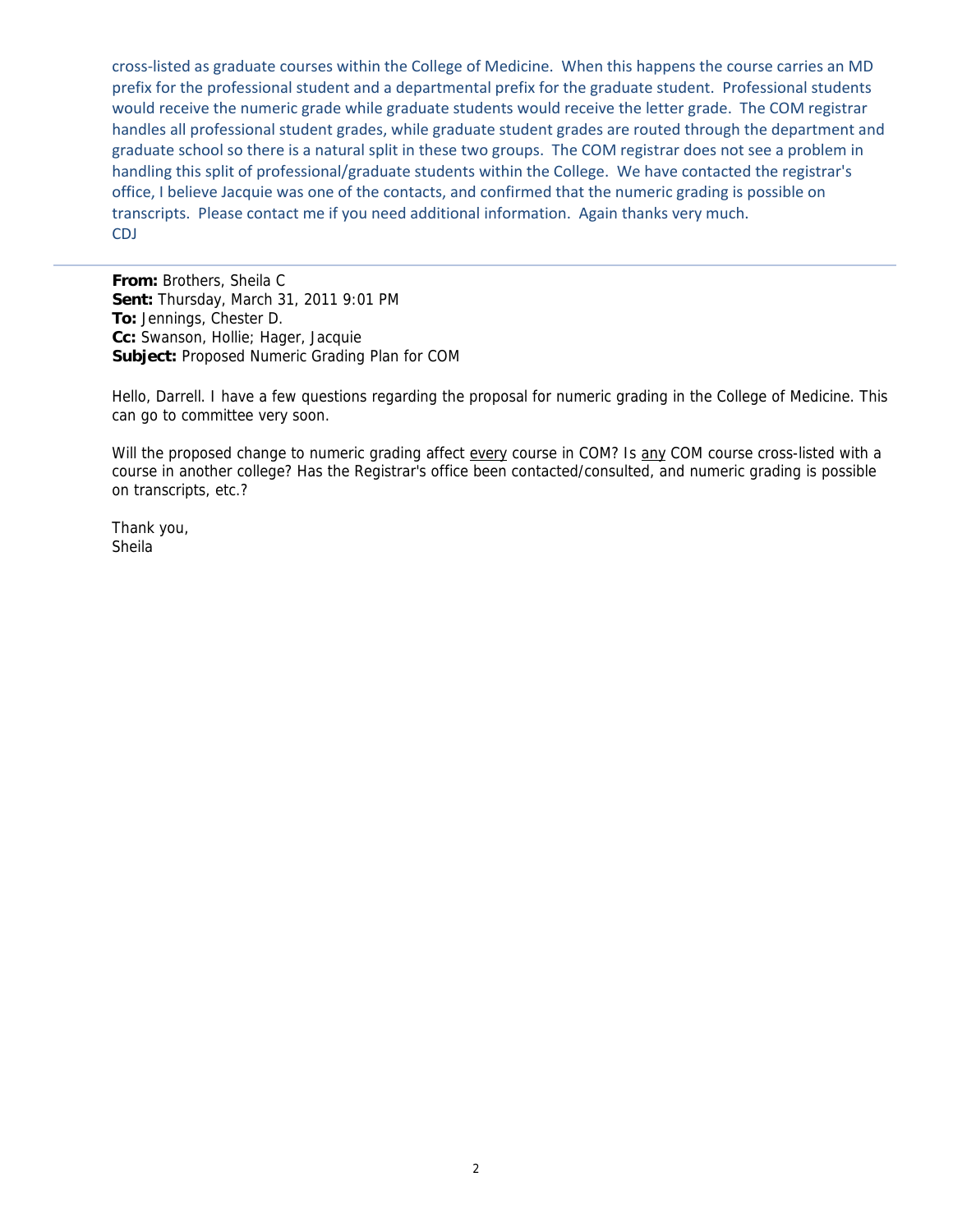cross-listed as graduate courses within the College of Medicine. When this happens the course carries an MD prefix for the professional student and a departmental prefix for the graduate student. Professional students would receive the numeric grade while graduate students would receive the letter grade. The COM registrar handles all professional student grades, while graduate student grades are routed through the department and graduate school so there is a natural split in these two groups. The COM registrar does not see a problem in handling this split of professional/graduate students within the College. We have contacted the registrar's office, I believe Jacquie was one of the contacts, and confirmed that the numeric grading is possible on transcripts. Please contact me if you need additional information. Again thanks very much.
CDJ

---

**From:** Brothers, Sheila C
**Sent:** Thursday, March 31, 2011 9:01 PM
**To:** Jennings, Chester D.
**Cc:** Swanson, Hollie; Hager, Jacquie
**Subject:** Proposed Numeric Grading Plan for COM

Hello, Darrell. I have a few questions regarding the proposal for numeric grading in the College of Medicine. This can go to committee very soon.

Will the proposed change to numeric grading affect every course in COM? Is any COM course cross-listed with a course in another college? Has the Registrar's office been contacted/consulted, and numeric grading is possible on transcripts, etc.?

Thank you,
Sheila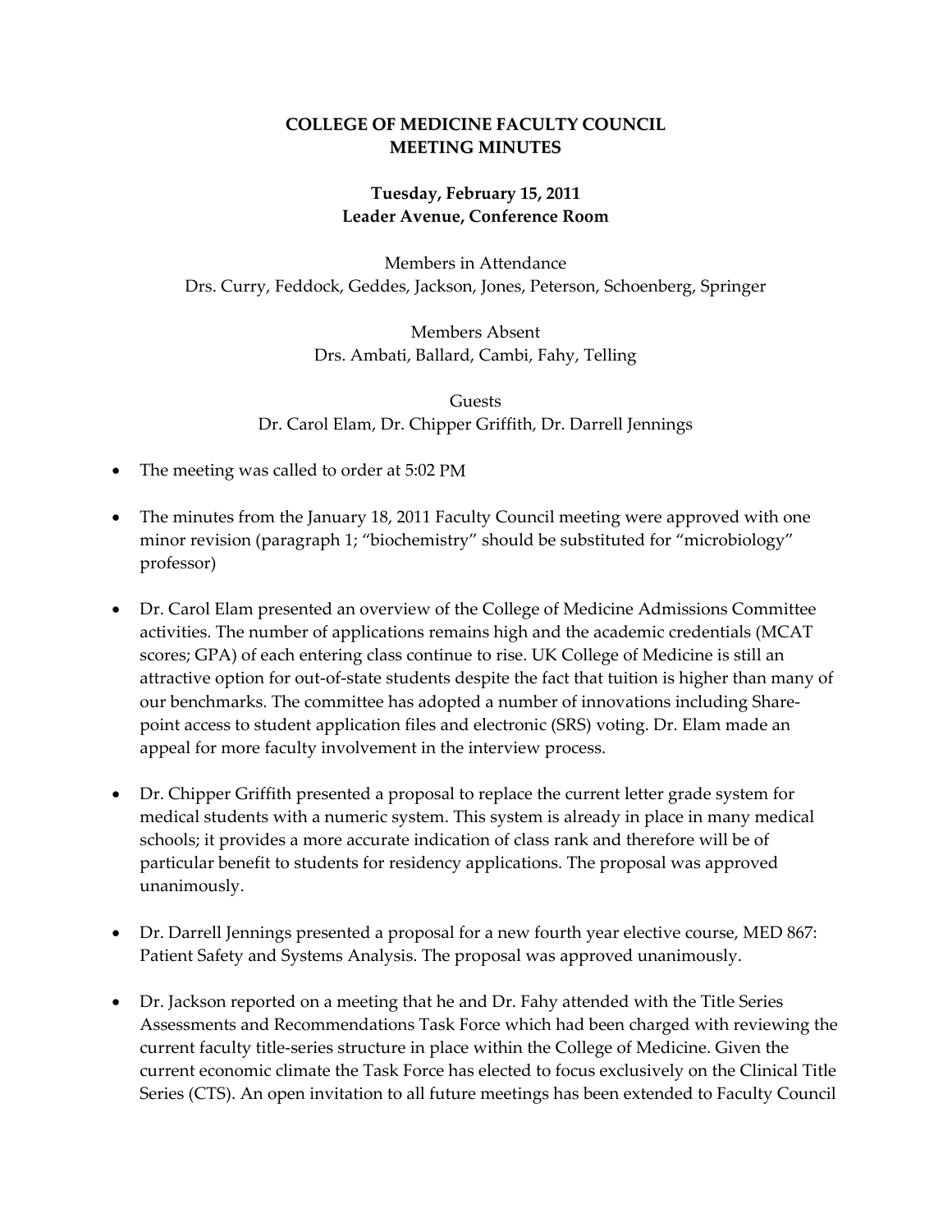**COLLEGE OF MEDICINE FACULTY COUNCIL**
**MEETING MINUTES**

**Tuesday, February 15, 2011**
**Leader Avenue, Conference Room**

Members in Attendance
Drs. Curry, Feddock, Geddes, Jackson, Jones, Peterson, Schoenberg, Springer

Members Absent
Drs. Ambati, Ballard, Cambi, Fahy, Telling

Guests
Dr. Carol Elam, Dr. Chipper Griffith, Dr. Darrell Jennings

- The meeting was called to order at 5:02 PM

- The minutes from the January 18, 2011 Faculty Council meeting were approved with one minor revision (paragraph 1; "biochemistry" should be substituted for "microbiology" professor)

- Dr. Carol Elam presented an overview of the College of Medicine Admissions Committee activities. The number of applications remains high and the academic credentials (MCAT scores; GPA) of each entering class continue to rise. UK College of Medicine is still an attractive option for out-of-state students despite the fact that tuition is higher than many of our benchmarks. The committee has adopted a number of innovations including Share-point access to student application files and electronic (SRS) voting. Dr. Elam made an appeal for more faculty involvement in the interview process.

- Dr. Chipper Griffith presented a proposal to replace the current letter grade system for medical students with a numeric system. This system is already in place in many medical schools; it provides a more accurate indication of class rank and therefore will be of particular benefit to students for residency applications. The proposal was approved unanimously.

- Dr. Darrell Jennings presented a proposal for a new fourth year elective course, MED 867: Patient Safety and Systems Analysis. The proposal was approved unanimously.

- Dr. Jackson reported on a meeting that he and Dr. Fahy attended with the Title Series Assessments and Recommendations Task Force which had been charged with reviewing the current faculty title-series structure in place within the College of Medicine. Given the current economic climate the Task Force has elected to focus exclusively on the Clinical Title Series (CTS). An open invitation to all future meetings has been extended to Faculty Council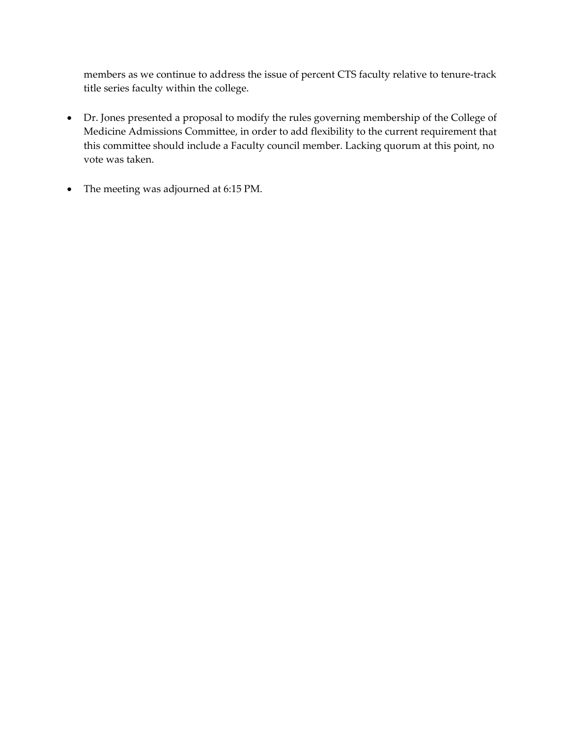members as we continue to address the issue of percent CTS faculty relative to tenure-track title series faculty within the college.

- Dr. Jones presented a proposal to modify the rules governing membership of the College of Medicine Admissions Committee, in order to add flexibility to the current requirement that this committee should include a Faculty council member. Lacking quorum at this point, no vote was taken.

- The meeting was adjourned at 6:15 PM.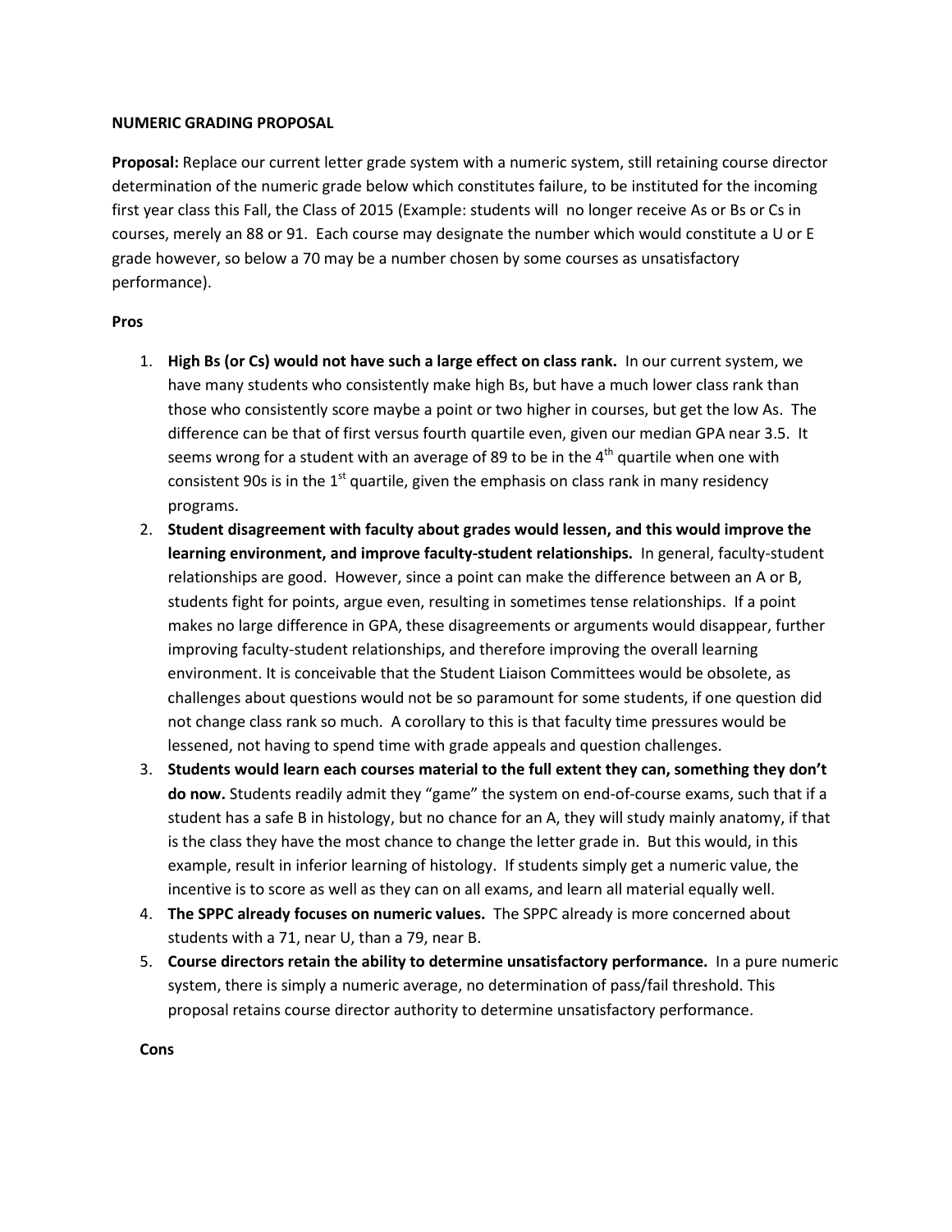**NUMERIC GRADING PROPOSAL**

**Proposal:** Replace our current letter grade system with a numeric system, still retaining course director determination of the numeric grade below which constitutes failure, to be instituted for the incoming first year class this Fall, the Class of 2015 (Example: students will no longer receive As or Bs or Cs in courses, merely an 88 or 91. Each course may designate the number which would constitute a U or E grade however, so below a 70 may be a number chosen by some courses as unsatisfactory performance).

**Pros**

1. **High Bs (or Cs) would not have such a large effect on class rank.** In our current system, we have many students who consistently make high Bs, but have a much lower class rank than those who consistently score maybe a point or two higher in courses, but get the low As. The difference can be that of first versus fourth quartile even, given our median GPA near 3.5. It seems wrong for a student with an average of 89 to be in the 4th quartile when one with consistent 90s is in the 1st quartile, given the emphasis on class rank in many residency programs.
2. **Student disagreement with faculty about grades would lessen, and this would improve the learning environment, and improve faculty-student relationships.** In general, faculty-student relationships are good. However, since a point can make the difference between an A or B, students fight for points, argue even, resulting in sometimes tense relationships. If a point makes no large difference in GPA, these disagreements or arguments would disappear, further improving faculty-student relationships, and therefore improving the overall learning environment. It is conceivable that the Student Liaison Committees would be obsolete, as challenges about questions would not be so paramount for some students, if one question did not change class rank so much. A corollary to this is that faculty time pressures would be lessened, not having to spend time with grade appeals and question challenges.
3. **Students would learn each courses material to the full extent they can, something they don't do now.** Students readily admit they "game" the system on end-of-course exams, such that if a student has a safe B in histology, but no chance for an A, they will study mainly anatomy, if that is the class they have the most chance to change the letter grade in. But this would, in this example, result in inferior learning of histology. If students simply get a numeric value, the incentive is to score as well as they can on all exams, and learn all material equally well.
4. **The SPPC already focuses on numeric values.** The SPPC already is more concerned about students with a 71, near U, than a 79, near B.
5. **Course directors retain the ability to determine unsatisfactory performance.** In a pure numeric system, there is simply a numeric average, no determination of pass/fail threshold. This proposal retains course director authority to determine unsatisfactory performance.

**Cons**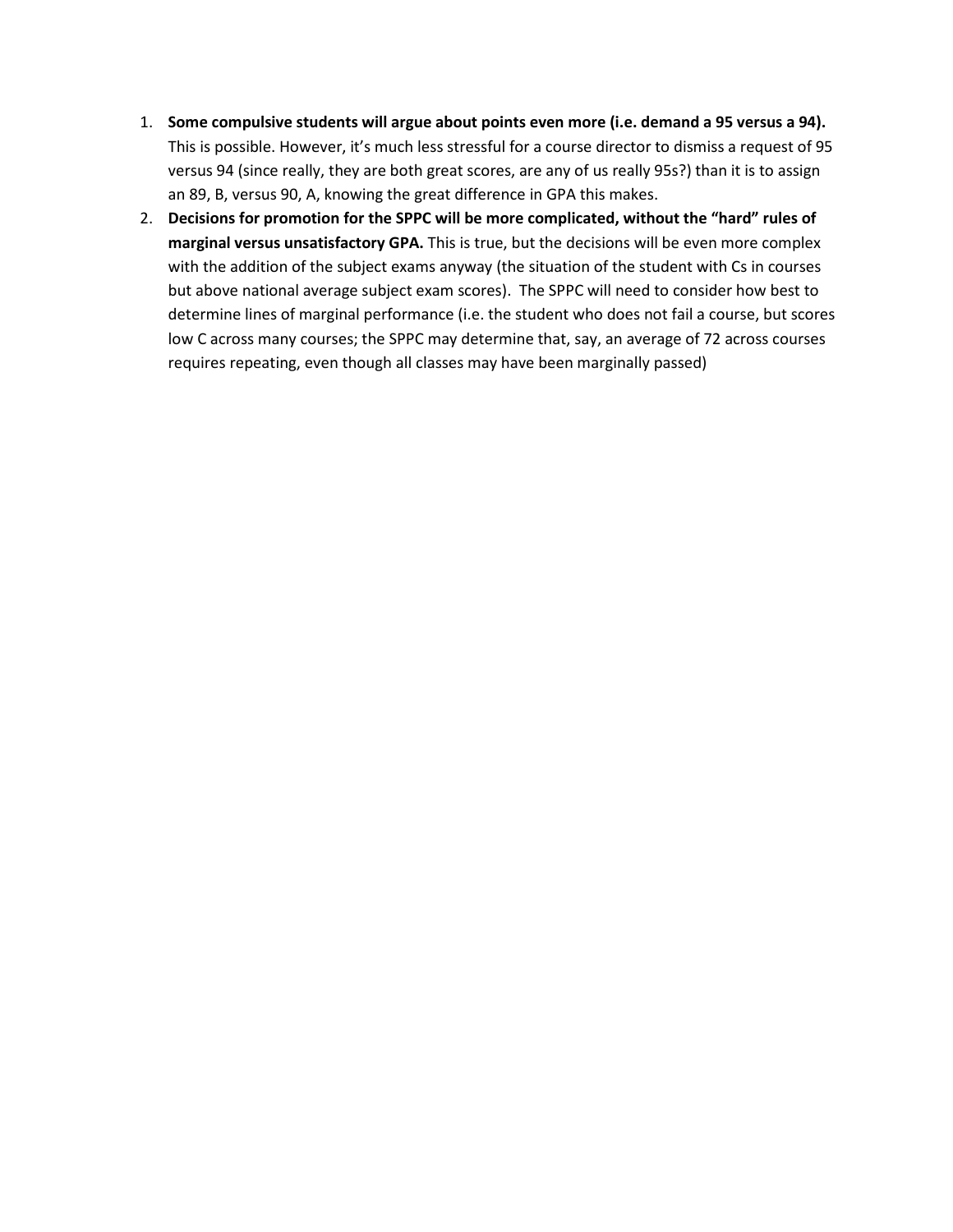1. **Some compulsive students will argue about points even more (i.e. demand a 95 versus a 94).** This is possible. However, it's much less stressful for a course director to dismiss a request of 95 versus 94 (since really, they are both great scores, are any of us really 95s?) than it is to assign an 89, B, versus 90, A, knowing the great difference in GPA this makes.
2. **Decisions for promotion for the SPPC will be more complicated, without the "hard" rules of marginal versus unsatisfactory GPA.** This is true, but the decisions will be even more complex with the addition of the subject exams anyway (the situation of the student with Cs in courses but above national average subject exam scores). The SPPC will need to consider how best to determine lines of marginal performance (i.e. the student who does not fail a course, but scores low C across many courses; the SPPC may determine that, say, an average of 72 across courses requires repeating, even though all classes may have been marginally passed)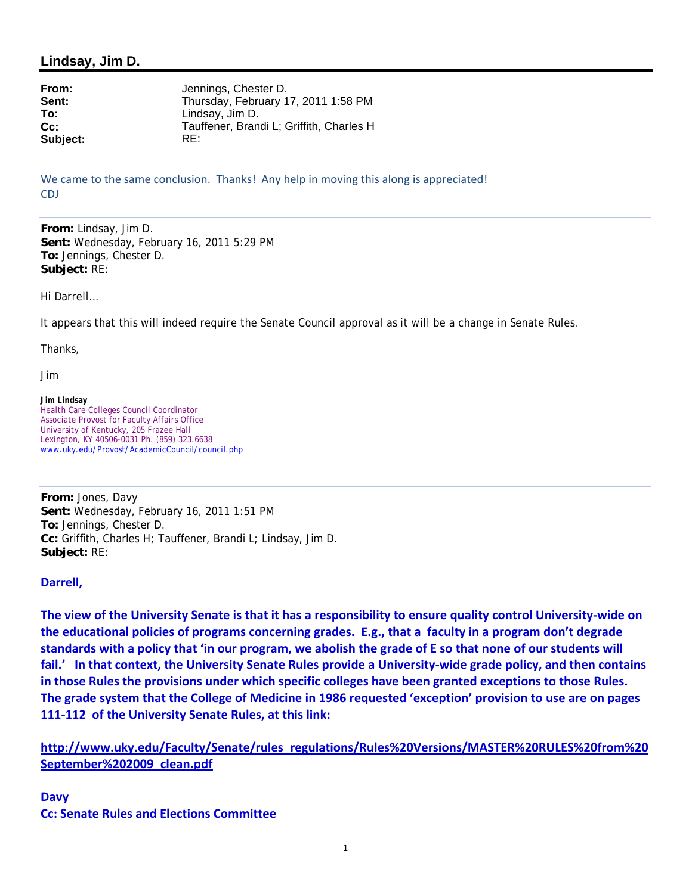## Lindsay, Jim D.

**From:** Jennings, Chester D.
**Sent:** Thursday, February 17, 2011 1:58 PM
**To:** Lindsay, Jim D.
**Cc:** Tauffener, Brandi L; Griffith, Charles H
**Subject:** RE:

We came to the same conclusion. Thanks! Any help in moving this along is appreciated!
CDJ

---

**From:** Lindsay, Jim D.
**Sent:** Wednesday, February 16, 2011 5:29 PM
**To:** Jennings, Chester D.
**Subject:** RE:

Hi Darrell…

It appears that this will indeed require the Senate Council approval as it will be a change in Senate Rules.

Thanks,

Jim

**Jim Lindsay**
Health Care Colleges Council Coordinator
Associate Provost for Faculty Affairs Office
University of Kentucky, 205 Frazee Hall
Lexington, KY 40506-0031 Ph. (859) 323.6638
www.uky.edu/Provost/AcademicCouncil/council.php

---

**From:** Jones, Davy
**Sent:** Wednesday, February 16, 2011 1:51 PM
**To:** Jennings, Chester D.
**Cc:** Griffith, Charles H; Tauffener, Brandi L; Lindsay, Jim D.
**Subject:** RE:

**Darrell,**

**The view of the University Senate is that it has a responsibility to ensure quality control University-wide on the educational policies of programs concerning grades. E.g., that a faculty in a program don't degrade standards with a policy that 'in our program, we abolish the grade of E so that none of our students will fail.' In that context, the University Senate Rules provide a University-wide grade policy, and then contains in those Rules the provisions under which specific colleges have been granted exceptions to those Rules. The grade system that the College of Medicine in 1986 requested 'exception' provision to use are on pages 111-112 of the University Senate Rules, at this link:**

**http://www.uky.edu/Faculty/Senate/rules_regulations/Rules%20Versions/MASTER%20RULES%20from%20September%202009_clean.pdf**

**Davy**
**Cc: Senate Rules and Elections Committee**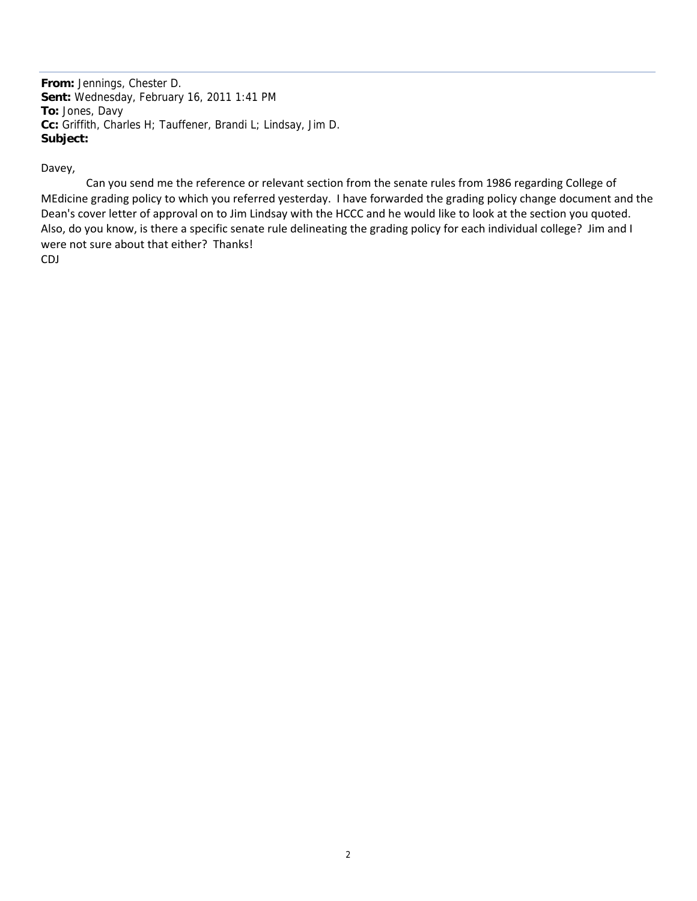**From:** Jennings, Chester D.
**Sent:** Wednesday, February 16, 2011 1:41 PM
**To:** Jones, Davy
**Cc:** Griffith, Charles H; Tauffener, Brandi L; Lindsay, Jim D.
**Subject:**

Davey,

Can you send me the reference or relevant section from the senate rules from 1986 regarding College of MEdicine grading policy to which you referred yesterday. I have forwarded the grading policy change document and the Dean's cover letter of approval on to Jim Lindsay with the HCCC and he would like to look at the section you quoted. Also, do you know, is there a specific senate rule delineating the grading policy for each individual college? Jim and I were not sure about that either? Thanks!

CDJ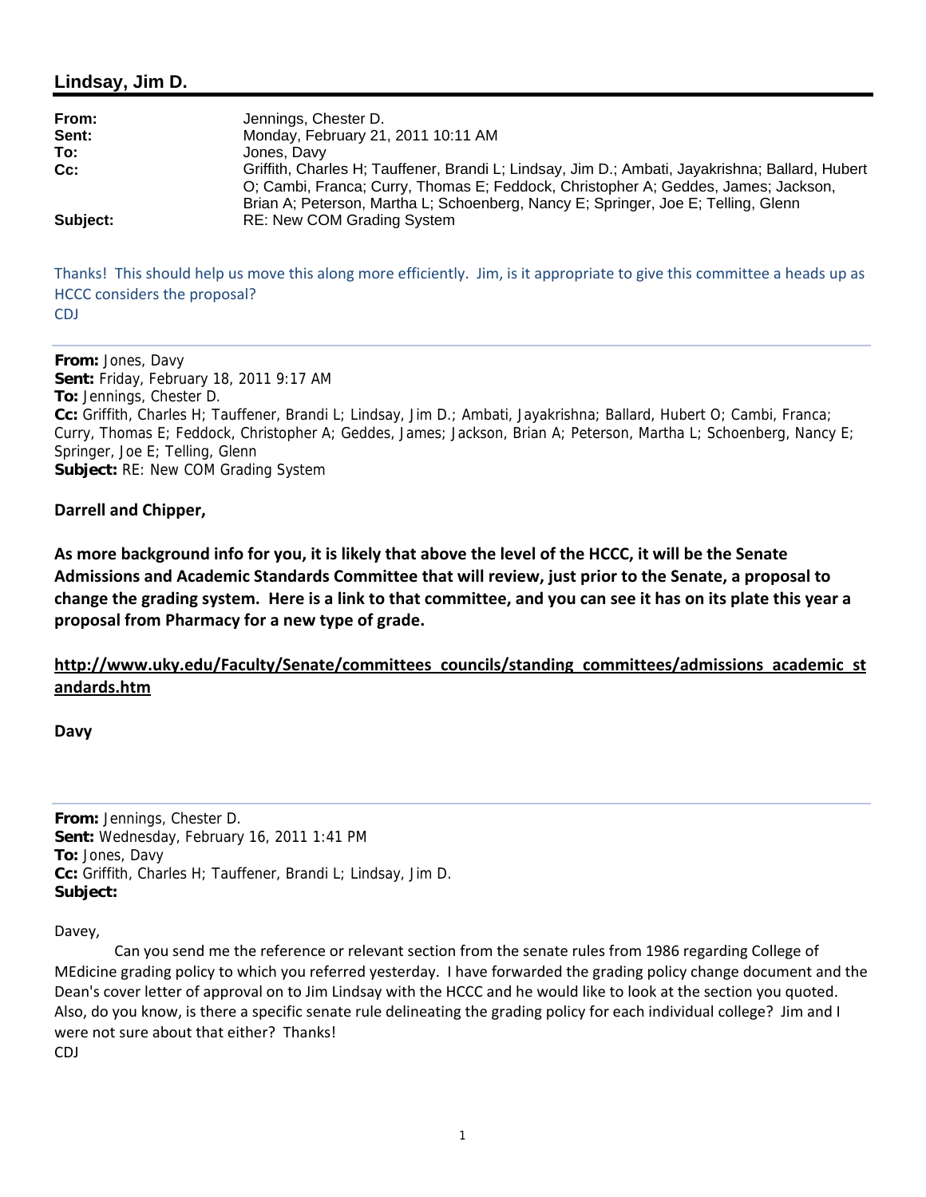**Lindsay, Jim D.**

**From:** Jennings, Chester D.
**Sent:** Monday, February 21, 2011 10:11 AM
**To:** Jones, Davy
**Cc:** Griffith, Charles H; Tauffener, Brandi L; Lindsay, Jim D.; Ambati, Jayakrishna; Ballard, Hubert O; Cambi, Franca; Curry, Thomas E; Feddock, Christopher A; Geddes, James; Jackson, Brian A; Peterson, Martha L; Schoenberg, Nancy E; Springer, Joe E; Telling, Glenn
**Subject:** RE: New COM Grading System

Thanks! This should help us move this along more efficiently. Jim, is it appropriate to give this committee a heads up as HCCC considers the proposal?
CDJ

---

**From:** Jones, Davy
**Sent:** Friday, February 18, 2011 9:17 AM
**To:** Jennings, Chester D.
**Cc:** Griffith, Charles H; Tauffener, Brandi L; Lindsay, Jim D.; Ambati, Jayakrishna; Ballard, Hubert O; Cambi, Franca; Curry, Thomas E; Feddock, Christopher A; Geddes, James; Jackson, Brian A; Peterson, Martha L; Schoenberg, Nancy E; Springer, Joe E; Telling, Glenn
**Subject:** RE: New COM Grading System

**Darrell and Chipper,**

**As more background info for you, it is likely that above the level of the HCCC, it will be the Senate Admissions and Academic Standards Committee that will review, just prior to the Senate, a proposal to change the grading system. Here is a link to that committee, and you can see it has on its plate this year a proposal from Pharmacy for a new type of grade.**

**http://www.uky.edu/Faculty/Senate/committees_councils/standing_committees/admissions_academic_standards.htm**

**Davy**

---

**From:** Jennings, Chester D.
**Sent:** Wednesday, February 16, 2011 1:41 PM
**To:** Jones, Davy
**Cc:** Griffith, Charles H; Tauffener, Brandi L; Lindsay, Jim D.
**Subject:**

Davey,

Can you send me the reference or relevant section from the senate rules from 1986 regarding College of MEdicine grading policy to which you referred yesterday. I have forwarded the grading policy change document and the Dean's cover letter of approval on to Jim Lindsay with the HCCC and he would like to look at the section you quoted. Also, do you know, is there a specific senate rule delineating the grading policy for each individual college? Jim and I were not sure about that either? Thanks!
CDJ